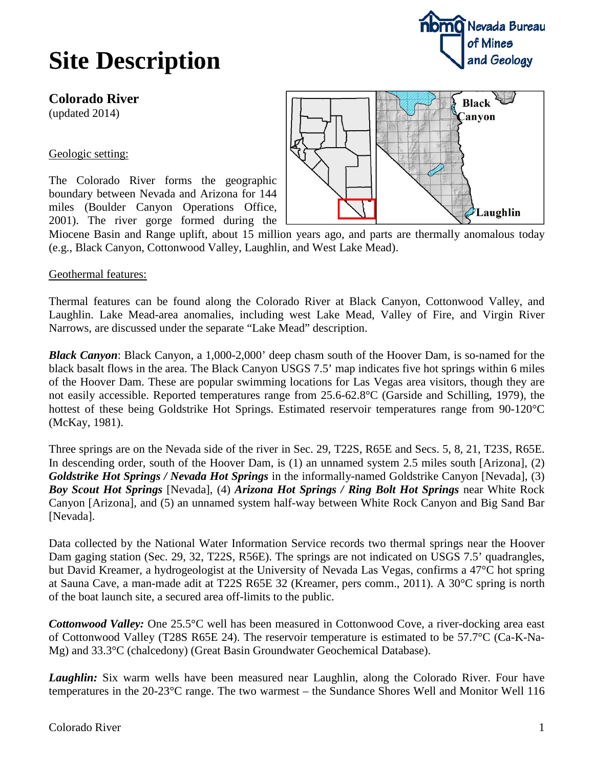# Site Description

**Colorado River**
(updated 2014)

Geologic setting:

The Colorado River forms the geographic boundary between Nevada and Arizona for 144 miles (Boulder Canyon Operations Office, 2001). The river gorge formed during the Miocene Basin and Range uplift, about 15 million years ago, and parts are thermally anomalous today (e.g., Black Canyon, Cottonwood Valley, Laughlin, and West Lake Mead).

Geothermal features:

Thermal features can be found along the Colorado River at Black Canyon, Cottonwood Valley, and Laughlin. Lake Mead-area anomalies, including west Lake Mead, Valley of Fire, and Virgin River Narrows, are discussed under the separate "Lake Mead" description.

***Black Canyon***: Black Canyon, a 1,000-2,000' deep chasm south of the Hoover Dam, is so-named for the black basalt flows in the area. The Black Canyon USGS 7.5' map indicates five hot springs within 6 miles of the Hoover Dam. These are popular swimming locations for Las Vegas area visitors, though they are not easily accessible. Reported temperatures range from 25.6-62.8°C (Garside and Schilling, 1979), the hottest of these being Goldstrike Hot Springs. Estimated reservoir temperatures range from 90-120°C (McKay, 1981).

Three springs are on the Nevada side of the river in Sec. 29, T22S, R65E and Secs. 5, 8, 21, T23S, R65E. In descending order, south of the Hoover Dam, is (1) an unnamed system 2.5 miles south [Arizona], (2) ***Goldstrike Hot Springs / Nevada Hot Springs*** in the informally-named Goldstrike Canyon [Nevada], (3) ***Boy Scout Hot Springs*** [Nevada], (4) ***Arizona Hot Springs / Ring Bolt Hot Springs*** near White Rock Canyon [Arizona], and (5) an unnamed system half-way between White Rock Canyon and Big Sand Bar [Nevada].

Data collected by the National Water Information Service records two thermal springs near the Hoover Dam gaging station (Sec. 29, 32, T22S, R56E). The springs are not indicated on USGS 7.5' quadrangles, but David Kreamer, a hydrogeologist at the University of Nevada Las Vegas, confirms a 47°C hot spring at Sauna Cave, a man-made adit at T22S R65E 32 (Kreamer, pers comm., 2011). A 30°C spring is north of the boat launch site, a secured area off-limits to the public.

***Cottonwood Valley:*** One 25.5°C well has been measured in Cottonwood Cove, a river-docking area east of Cottonwood Valley (T28S R65E 24). The reservoir temperature is estimated to be 57.7°C (Ca-K-Na-Mg) and 33.3°C (chalcedony) (Great Basin Groundwater Geochemical Database).

***Laughlin:*** Six warm wells have been measured near Laughlin, along the Colorado River. Four have temperatures in the 20-23°C range. The two warmest – the Sundance Shores Well and Monitor Well 116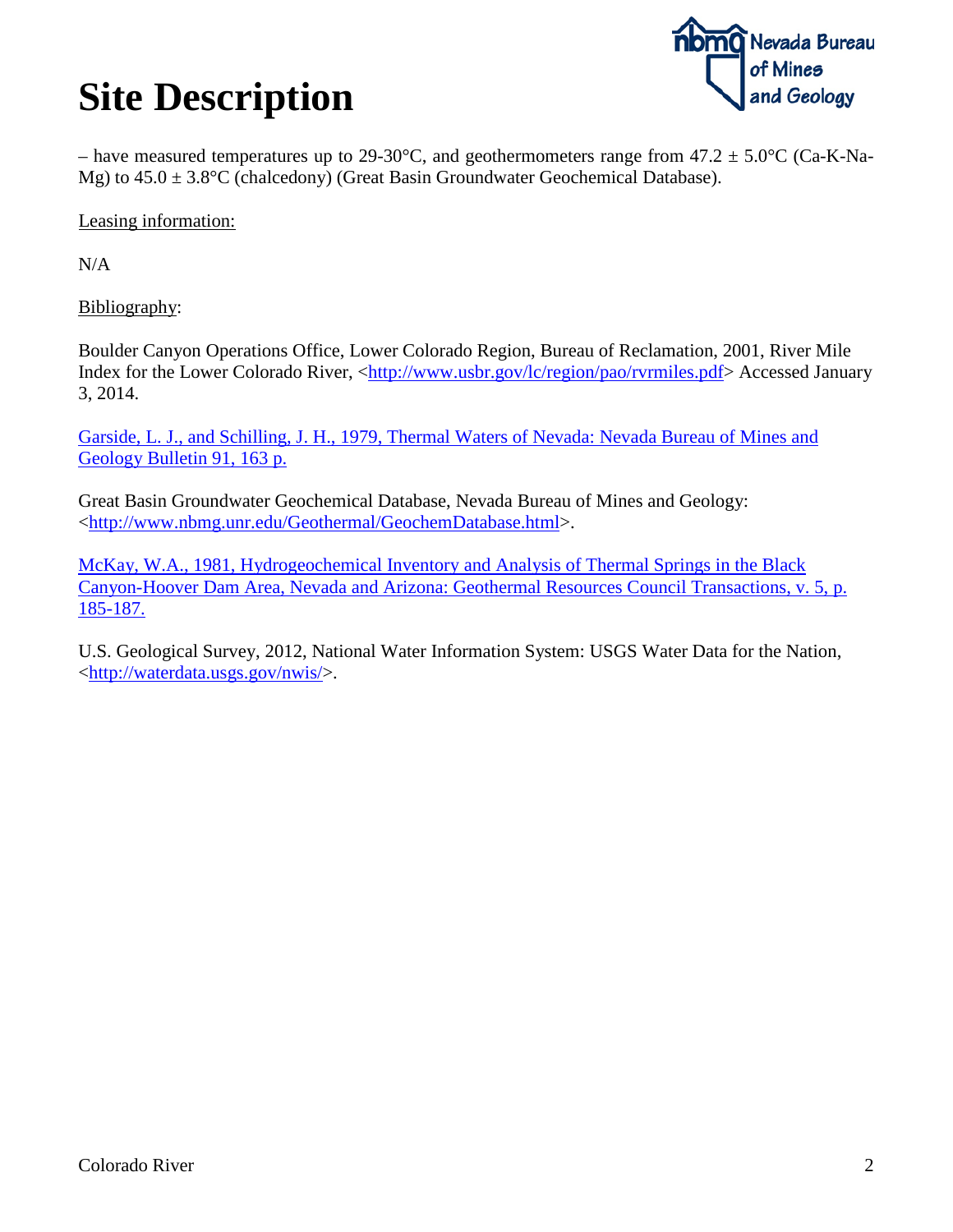# Site Description

– have measured temperatures up to 29-30°C, and geothermometers range from 47.2 ± 5.0°C (Ca-K-Na-Mg) to 45.0 ± 3.8°C (chalcedony) (Great Basin Groundwater Geochemical Database).

Leasing information:

N/A

Bibliography:

Boulder Canyon Operations Office, Lower Colorado Region, Bureau of Reclamation, 2001, River Mile Index for the Lower Colorado River, <http://www.usbr.gov/lc/region/pao/rvrmiles.pdf> Accessed January 3, 2014.

Garside, L. J., and Schilling, J. H., 1979, Thermal Waters of Nevada: Nevada Bureau of Mines and Geology Bulletin 91, 163 p.

Great Basin Groundwater Geochemical Database, Nevada Bureau of Mines and Geology: <http://www.nbmg.unr.edu/Geothermal/GeochemDatabase.html>.

McKay, W.A., 1981, Hydrogeochemical Inventory and Analysis of Thermal Springs in the Black Canyon-Hoover Dam Area, Nevada and Arizona: Geothermal Resources Council Transactions, v. 5, p. 185-187.

U.S. Geological Survey, 2012, National Water Information System: USGS Water Data for the Nation, <http://waterdata.usgs.gov/nwis/>.